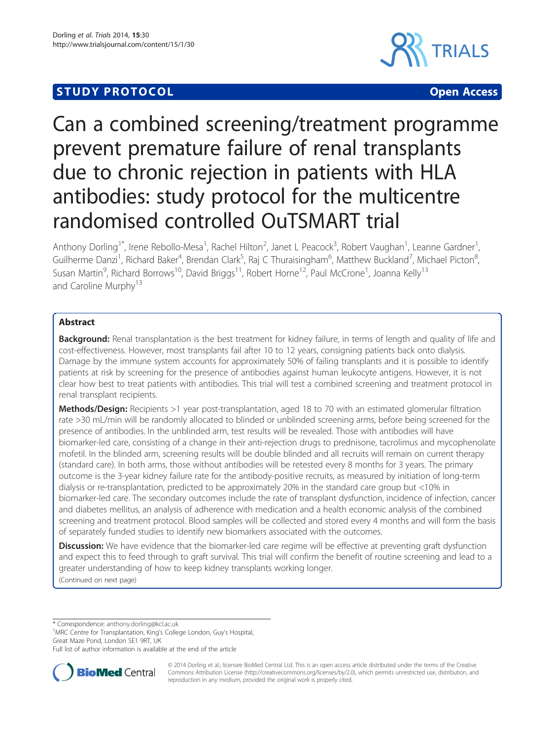**STUDY PROTOCOL** **Open Access**

# Can a combined screening/treatment programme prevent premature failure of renal transplants due to chronic rejection in patients with HLA antibodies: study protocol for the multicentre randomised controlled OuTSMART trial

Anthony Dorling[1*], Irene Rebollo-Mesa[1], Rachel Hilton[2], Janet L Peacock[3], Robert Vaughan[1], Leanne Gardner[1], Guilherme Danzi[1], Richard Baker[4], Brendan Clark[5], Raj C Thuraisingham[6], Matthew Buckland[7], Michael Picton[8], Susan Martin[9], Richard Borrows[10], David Briggs[11], Robert Horne[12], Paul McCrone[1], Joanna Kelly[13] and Caroline Murphy[13]

## Abstract

**Background:** Renal transplantation is the best treatment for kidney failure, in terms of length and quality of life and cost-effectiveness. However, most transplants fail after 10 to 12 years, consigning patients back onto dialysis. Damage by the immune system accounts for approximately 50% of failing transplants and it is possible to identify patients at risk by screening for the presence of antibodies against human leukocyte antigens. However, it is not clear how best to treat patients with antibodies. This trial will test a combined screening and treatment protocol in renal transplant recipients.

**Methods/Design:** Recipients >1 year post-transplantation, aged 18 to 70 with an estimated glomerular filtration rate >30 mL/min will be randomly allocated to blinded or unblinded screening arms, before being screened for the presence of antibodies. In the unblinded arm, test results will be revealed. Those with antibodies will have biomarker-led care, consisting of a change in their anti-rejection drugs to prednisone, tacrolimus and mycophenolate mofetil. In the blinded arm, screening results will be double blinded and all recruits will remain on current therapy (standard care). In both arms, those without antibodies will be retested every 8 months for 3 years. The primary outcome is the 3-year kidney failure rate for the antibody-positive recruits, as measured by initiation of long-term dialysis or re-transplantation, predicted to be approximately 20% in the standard care group but <10% in biomarker-led care. The secondary outcomes include the rate of transplant dysfunction, incidence of infection, cancer and diabetes mellitus, an analysis of adherence with medication and a health economic analysis of the combined screening and treatment protocol. Blood samples will be collected and stored every 4 months and will form the basis of separately funded studies to identify new biomarkers associated with the outcomes.

**Discussion:** We have evidence that the biomarker-led care regime will be effective at preventing graft dysfunction and expect this to feed through to graft survival. This trial will confirm the benefit of routine screening and lead to a greater understanding of how to keep kidney transplants working longer.

(Continued on next page)

* Correspondence: anthony.dorling@kcl.ac.uk
[1]MRC Centre for Transplantation, King's College London, Guy's Hospital, Great Maze Pond, London SE1 9RT, UK
Full list of author information is available at the end of the article

© 2014 Dorling et al.; licensee BioMed Central Ltd. This is an open access article distributed under the terms of the Creative Commons Attribution License (http://creativecommons.org/licenses/by/2.0), which permits unrestricted use, distribution, and reproduction in any medium, provided the original work is properly cited.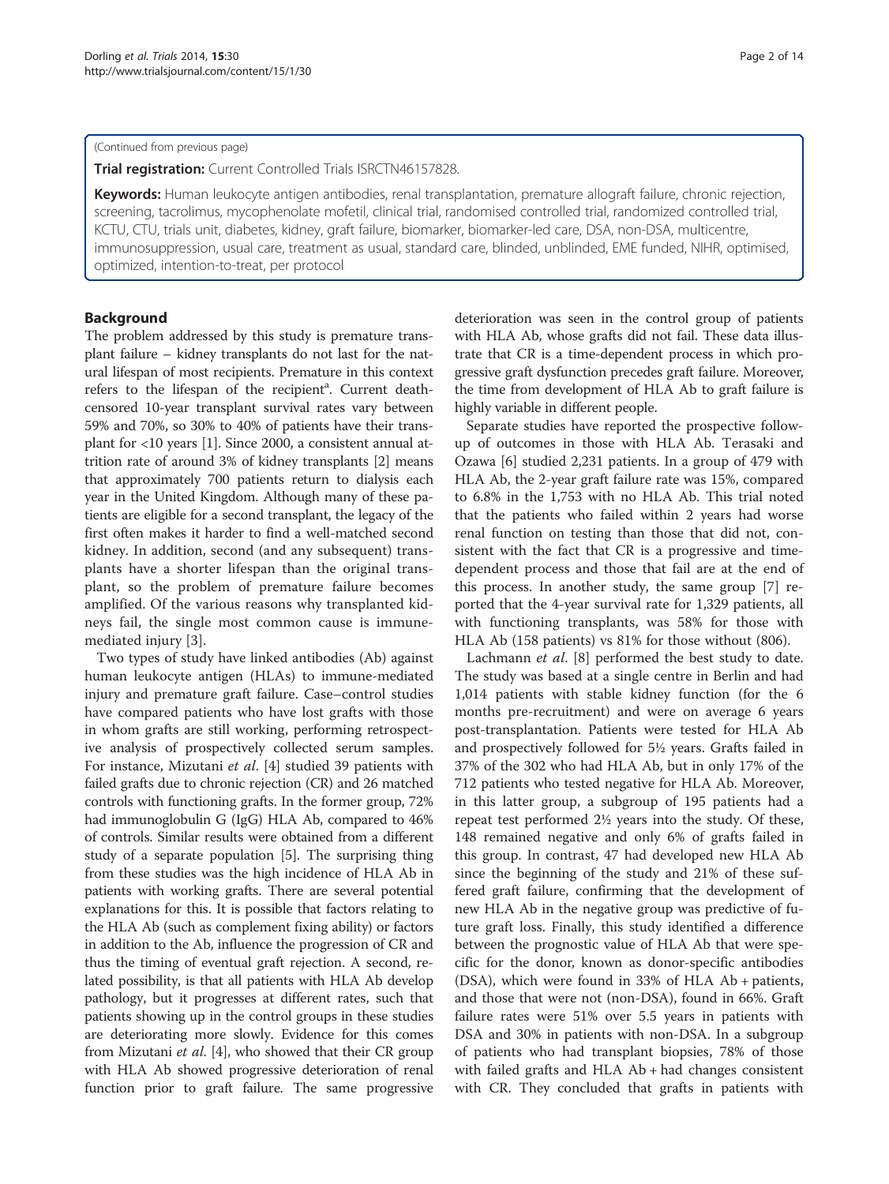(Continued from previous page)

**Trial registration:** Current Controlled Trials ISRCTN46157828.

**Keywords:** Human leukocyte antigen antibodies, renal transplantation, premature allograft failure, chronic rejection, screening, tacrolimus, mycophenolate mofetil, clinical trial, randomised controlled trial, randomized controlled trial, KCTU, CTU, trials unit, diabetes, kidney, graft failure, biomarker, biomarker-led care, DSA, non-DSA, multicentre, immunosuppression, usual care, treatment as usual, standard care, blinded, unblinded, EME funded, NIHR, optimised, optimized, intention-to-treat, per protocol

## Background

The problem addressed by this study is premature transplant failure – kidney transplants do not last for the natural lifespan of most recipients. Premature in this context refers to the lifespan of the recipient[a]. Current death-censored 10-year transplant survival rates vary between 59% and 70%, so 30% to 40% of patients have their transplant for <10 years [1]. Since 2000, a consistent annual attrition rate of around 3% of kidney transplants [2] means that approximately 700 patients return to dialysis each year in the United Kingdom. Although many of these patients are eligible for a second transplant, the legacy of the first often makes it harder to find a well-matched second kidney. In addition, second (and any subsequent) transplants have a shorter lifespan than the original transplant, so the problem of premature failure becomes amplified. Of the various reasons why transplanted kidneys fail, the single most common cause is immune-mediated injury [3].

Two types of study have linked antibodies (Ab) against human leukocyte antigen (HLAs) to immune-mediated injury and premature graft failure. Case–control studies have compared patients who have lost grafts with those in whom grafts are still working, performing retrospective analysis of prospectively collected serum samples. For instance, Mizutani *et al*. [4] studied 39 patients with failed grafts due to chronic rejection (CR) and 26 matched controls with functioning grafts. In the former group, 72% had immunoglobulin G (IgG) HLA Ab, compared to 46% of controls. Similar results were obtained from a different study of a separate population [5]. The surprising thing from these studies was the high incidence of HLA Ab in patients with working grafts. There are several potential explanations for this. It is possible that factors relating to the HLA Ab (such as complement fixing ability) or factors in addition to the Ab, influence the progression of CR and thus the timing of eventual graft rejection. A second, related possibility, is that all patients with HLA Ab develop pathology, but it progresses at different rates, such that patients showing up in the control groups in these studies are deteriorating more slowly. Evidence for this comes from Mizutani *et al*. [4], who showed that their CR group with HLA Ab showed progressive deterioration of renal function prior to graft failure. The same progressive deterioration was seen in the control group of patients with HLA Ab, whose grafts did not fail. These data illustrate that CR is a time-dependent process in which progressive graft dysfunction precedes graft failure. Moreover, the time from development of HLA Ab to graft failure is highly variable in different people.

Separate studies have reported the prospective follow-up of outcomes in those with HLA Ab. Terasaki and Ozawa [6] studied 2,231 patients. In a group of 479 with HLA Ab, the 2-year graft failure rate was 15%, compared to 6.8% in the 1,753 with no HLA Ab. This trial noted that the patients who failed within 2 years had worse renal function on testing than those that did not, consistent with the fact that CR is a progressive and time-dependent process and those that fail are at the end of this process. In another study, the same group [7] reported that the 4-year survival rate for 1,329 patients, all with functioning transplants, was 58% for those with HLA Ab (158 patients) vs 81% for those without (806).

Lachmann *et al*. [8] performed the best study to date. The study was based at a single centre in Berlin and had 1,014 patients with stable kidney function (for the 6 months pre-recruitment) and were on average 6 years post-transplantation. Patients were tested for HLA Ab and prospectively followed for 5½ years. Grafts failed in 37% of the 302 who had HLA Ab, but in only 17% of the 712 patients who tested negative for HLA Ab. Moreover, in this latter group, a subgroup of 195 patients had a repeat test performed 2½ years into the study. Of these, 148 remained negative and only 6% of grafts failed in this group. In contrast, 47 had developed new HLA Ab since the beginning of the study and 21% of these suffered graft failure, confirming that the development of new HLA Ab in the negative group was predictive of future graft loss. Finally, this study identified a difference between the prognostic value of HLA Ab that were specific for the donor, known as donor-specific antibodies (DSA), which were found in 33% of HLA Ab + patients, and those that were not (non-DSA), found in 66%. Graft failure rates were 51% over 5.5 years in patients with DSA and 30% in patients with non-DSA. In a subgroup of patients who had transplant biopsies, 78% of those with failed grafts and HLA Ab + had changes consistent with CR. They concluded that grafts in patients with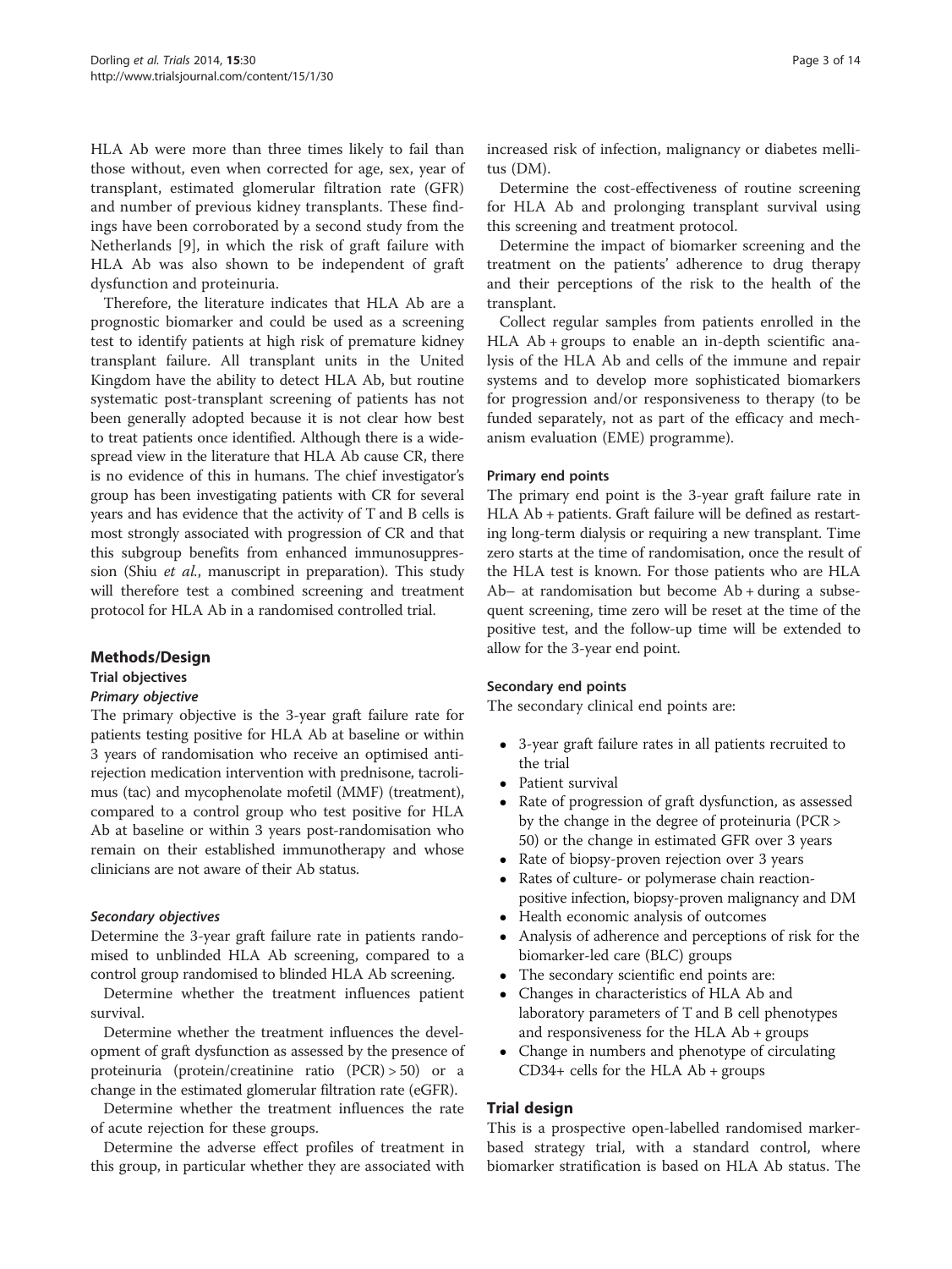HLA Ab were more than three times likely to fail than those without, even when corrected for age, sex, year of transplant, estimated glomerular filtration rate (GFR) and number of previous kidney transplants. These findings have been corroborated by a second study from the Netherlands [9], in which the risk of graft failure with HLA Ab was also shown to be independent of graft dysfunction and proteinuria.

Therefore, the literature indicates that HLA Ab are a prognostic biomarker and could be used as a screening test to identify patients at high risk of premature kidney transplant failure. All transplant units in the United Kingdom have the ability to detect HLA Ab, but routine systematic post-transplant screening of patients has not been generally adopted because it is not clear how best to treat patients once identified. Although there is a widespread view in the literature that HLA Ab cause CR, there is no evidence of this in humans. The chief investigator's group has been investigating patients with CR for several years and has evidence that the activity of T and B cells is most strongly associated with progression of CR and that this subgroup benefits from enhanced immunosuppression (Shiu *et al.*, manuscript in preparation). This study will therefore test a combined screening and treatment protocol for HLA Ab in a randomised controlled trial.

## Methods/Design

### Trial objectives

#### *Primary objective*

The primary objective is the 3-year graft failure rate for patients testing positive for HLA Ab at baseline or within 3 years of randomisation who receive an optimised anti-rejection medication intervention with prednisone, tacrolimus (tac) and mycophenolate mofetil (MMF) (treatment), compared to a control group who test positive for HLA Ab at baseline or within 3 years post-randomisation who remain on their established immunotherapy and whose clinicians are not aware of their Ab status.

#### *Secondary objectives*

Determine the 3-year graft failure rate in patients randomised to unblinded HLA Ab screening, compared to a control group randomised to blinded HLA Ab screening.

Determine whether the treatment influences patient survival.

Determine whether the treatment influences the development of graft dysfunction as assessed by the presence of proteinuria (protein/creatinine ratio (PCR) > 50) or a change in the estimated glomerular filtration rate (eGFR).

Determine whether the treatment influences the rate of acute rejection for these groups.

Determine the adverse effect profiles of treatment in this group, in particular whether they are associated with increased risk of infection, malignancy or diabetes mellitus (DM).

Determine the cost-effectiveness of routine screening for HLA Ab and prolonging transplant survival using this screening and treatment protocol.

Determine the impact of biomarker screening and the treatment on the patients' adherence to drug therapy and their perceptions of the risk to the health of the transplant.

Collect regular samples from patients enrolled in the HLA Ab + groups to enable an in-depth scientific analysis of the HLA Ab and cells of the immune and repair systems and to develop more sophisticated biomarkers for progression and/or responsiveness to therapy (to be funded separately, not as part of the efficacy and mechanism evaluation (EME) programme).

#### Primary end points

The primary end point is the 3-year graft failure rate in HLA Ab + patients. Graft failure will be defined as restarting long-term dialysis or requiring a new transplant. Time zero starts at the time of randomisation, once the result of the HLA test is known. For those patients who are HLA Ab– at randomisation but become Ab + during a subsequent screening, time zero will be reset at the time of the positive test, and the follow-up time will be extended to allow for the 3-year end point.

#### Secondary end points

The secondary clinical end points are:

- 3-year graft failure rates in all patients recruited to the trial
- Patient survival
- Rate of progression of graft dysfunction, as assessed by the change in the degree of proteinuria (PCR > 50) or the change in estimated GFR over 3 years
- Rate of biopsy-proven rejection over 3 years
- Rates of culture- or polymerase chain reaction-positive infection, biopsy-proven malignancy and DM
- Health economic analysis of outcomes
- Analysis of adherence and perceptions of risk for the biomarker-led care (BLC) groups
- The secondary scientific end points are:
- Changes in characteristics of HLA Ab and laboratory parameters of T and B cell phenotypes and responsiveness for the HLA Ab + groups
- Change in numbers and phenotype of circulating CD34+ cells for the HLA Ab + groups

### Trial design

This is a prospective open-labelled randomised marker-based strategy trial, with a standard control, where biomarker stratification is based on HLA Ab status. The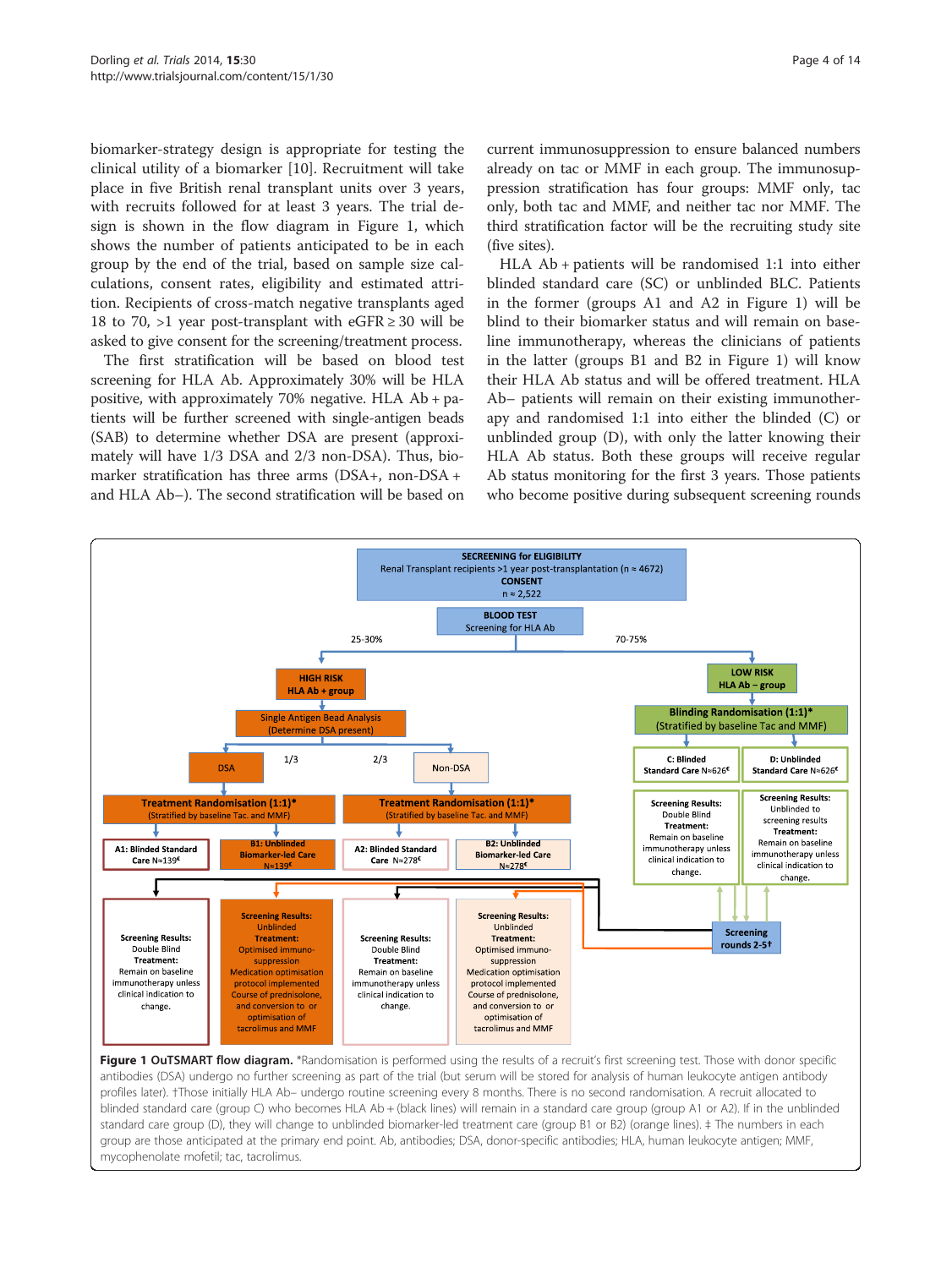biomarker-strategy design is appropriate for testing the clinical utility of a biomarker [10]. Recruitment will take place in five British renal transplant units over 3 years, with recruits followed for at least 3 years. The trial design is shown in the flow diagram in Figure 1, which shows the number of patients anticipated to be in each group by the end of the trial, based on sample size calculations, consent rates, eligibility and estimated attrition. Recipients of cross-match negative transplants aged 18 to 70, >1 year post-transplant with eGFR ≥ 30 will be asked to give consent for the screening/treatment process.

The first stratification will be based on blood test screening for HLA Ab. Approximately 30% will be HLA positive, with approximately 70% negative. HLA Ab + patients will be further screened with single-antigen beads (SAB) to determine whether DSA are present (approximately will have 1/3 DSA and 2/3 non-DSA). Thus, biomarker stratification has three arms (DSA+, non-DSA + and HLA Ab−). The second stratification will be based on current immunosuppression to ensure balanced numbers already on tac or MMF in each group. The immunosuppression stratification has four groups: MMF only, tac only, both tac and MMF, and neither tac nor MMF. The third stratification factor will be the recruiting study site (five sites).

HLA Ab + patients will be randomised 1:1 into either blinded standard care (SC) or unblinded BLC. Patients in the former (groups A1 and A2 in Figure 1) will be blind to their biomarker status and will remain on baseline immunotherapy, whereas the clinicians of patients in the latter (groups B1 and B2 in Figure 1) will know their HLA Ab status and will be offered treatment. HLA Ab− patients will remain on their existing immunotherapy and randomised 1:1 into either the blinded (C) or unblinded group (D), with only the latter knowing their HLA Ab status. Both these groups will receive regular Ab status monitoring for the first 3 years. Those patients who become positive during subsequent screening rounds

**Figure 1 OuTSMART flow diagram.** *Randomisation is performed using the results of a recruit's first screening test. Those with donor specific antibodies (DSA) undergo no further screening as part of the trial (but serum will be stored for analysis of human leukocyte antigen antibody profiles later). †Those initially HLA Ab− undergo routine screening every 8 months. There is no second randomisation. A recruit allocated to blinded standard care (group C) who becomes HLA Ab + (black lines) will remain in a standard care group (group A1 or A2). If in the unblinded standard care group (D), they will change to unblinded biomarker-led treatment care (group B1 or B2) (orange lines). ‡ The numbers in each group are those anticipated at the primary end point. Ab, antibodies; DSA, donor-specific antibodies; HLA, human leukocyte antigen; MMF, mycophenolate mofetil; tac, tacrolimus.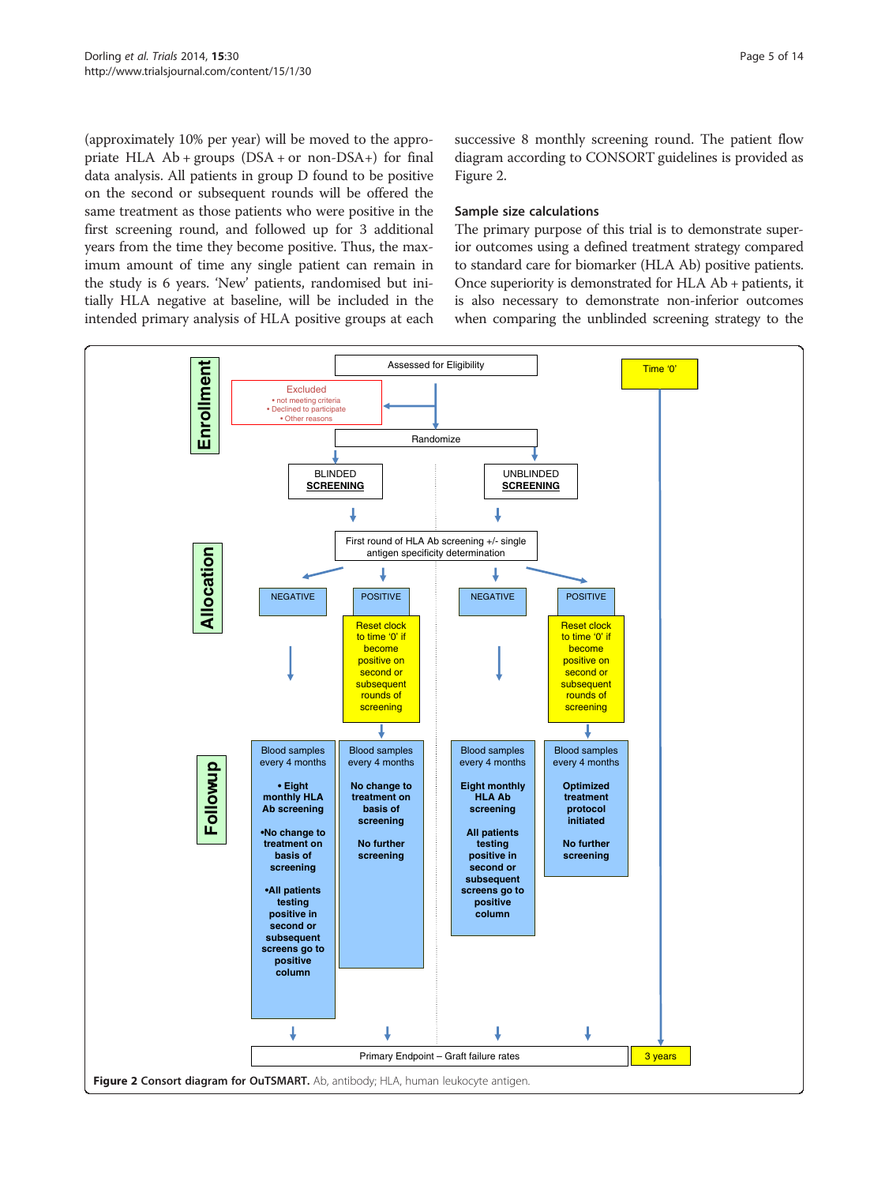(approximately 10% per year) will be moved to the appropriate HLA Ab + groups (DSA + or non-DSA+) for final data analysis. All patients in group D found to be positive on the second or subsequent rounds will be offered the same treatment as those patients who were positive in the first screening round, and followed up for 3 additional years from the time they become positive. Thus, the maximum amount of time any single patient can remain in the study is 6 years. 'New' patients, randomised but initially HLA negative at baseline, will be included in the intended primary analysis of HLA positive groups at each successive 8 monthly screening round. The patient flow diagram according to CONSORT guidelines is provided as Figure 2.

### Sample size calculations

The primary purpose of this trial is to demonstrate superior outcomes using a defined treatment strategy compared to standard care for biomarker (HLA Ab) positive patients. Once superiority is demonstrated for HLA Ab + patients, it is also necessary to demonstrate non-inferior outcomes when comparing the unblinded screening strategy to the

**Enrollment**

- Assessed for Eligibility → Excluded (• not meeting criteria • Declined to participate • Other reasons)
- Randomize
- Time '0'

**Allocation**

- BLINDED **SCREENING** / UNBLINDED **SCREENING**
- First round of HLA Ab screening +/- single antigen specificity determination
- Blinded: NEGATIVE / POSITIVE — Reset clock to time '0' if become positive on second or subsequent rounds of screening
- Unblinded: NEGATIVE / POSITIVE — Reset clock to time '0' if become positive on second or subsequent rounds of screening

**Followup**

- Blinded negative: Blood samples every 4 months. **• Eight monthly HLA Ab screening •No change to treatment on basis of screening •All patients testing positive in second or subsequent screens go to positive column**
- Blinded positive: Blood samples every 4 months. **No change to treatment on basis of screening. No further screening**
- Unblinded negative: Blood samples every 4 months. **Eight monthly HLA Ab screening. All patients testing positive in second or subsequent screens go to positive column**
- Unblinded positive: Blood samples every 4 months. **Optimized treatment protocol initiated. No further screening**

Primary Endpoint – Graft failure rates — 3 years

**Figure 2 Consort diagram for OuTSMART.** Ab, antibody; HLA, human leukocyte antigen.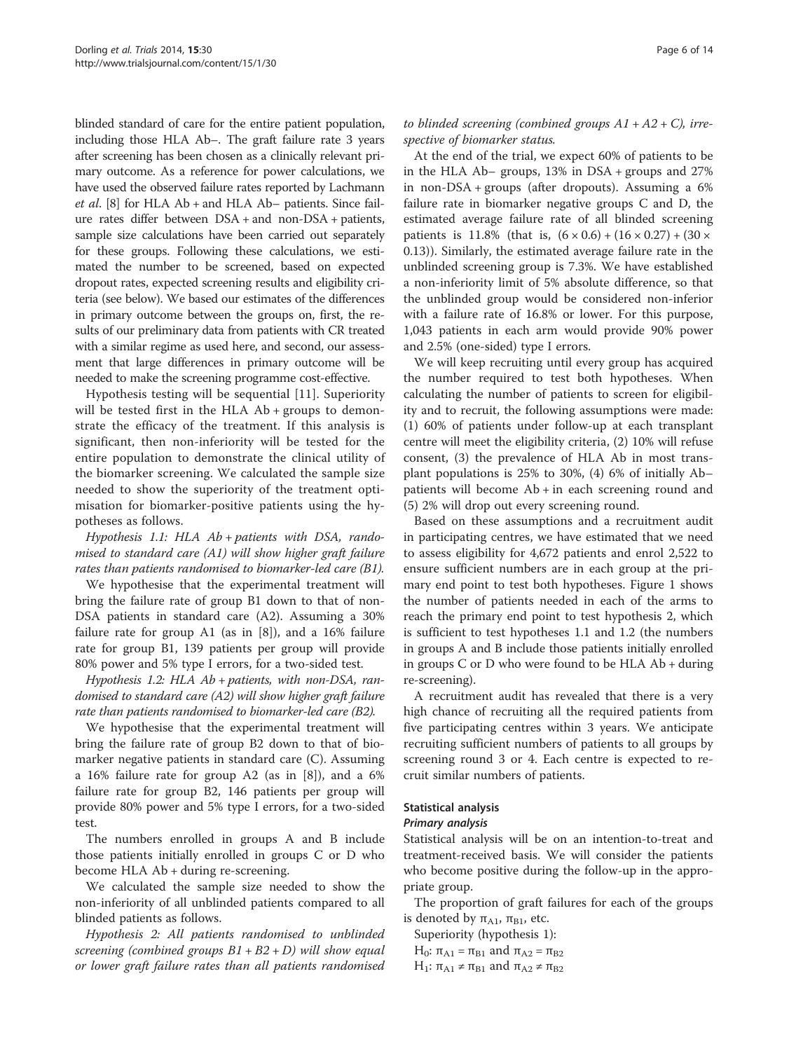blinded standard of care for the entire patient population, including those HLA Ab–. The graft failure rate 3 years after screening has been chosen as a clinically relevant primary outcome. As a reference for power calculations, we have used the observed failure rates reported by Lachmann *et al.* [8] for HLA Ab + and HLA Ab– patients. Since failure rates differ between DSA + and non-DSA + patients, sample size calculations have been carried out separately for these groups. Following these calculations, we estimated the number to be screened, based on expected dropout rates, expected screening results and eligibility criteria (see below). We based our estimates of the differences in primary outcome between the groups on, first, the results of our preliminary data from patients with CR treated with a similar regime as used here, and second, our assessment that large differences in primary outcome will be needed to make the screening programme cost-effective.

Hypothesis testing will be sequential [11]. Superiority will be tested first in the HLA Ab + groups to demonstrate the efficacy of the treatment. If this analysis is significant, then non-inferiority will be tested for the entire population to demonstrate the clinical utility of the biomarker screening. We calculated the sample size needed to show the superiority of the treatment optimisation for biomarker-positive patients using the hypotheses as follows.

*Hypothesis 1.1: HLA Ab + patients with DSA, randomised to standard care (A1) will show higher graft failure rates than patients randomised to biomarker-led care (B1).*

We hypothesise that the experimental treatment will bring the failure rate of group B1 down to that of non-DSA patients in standard care (A2). Assuming a 30% failure rate for group A1 (as in [8]), and a 16% failure rate for group B1, 139 patients per group will provide 80% power and 5% type I errors, for a two-sided test.

*Hypothesis 1.2: HLA Ab + patients, with non-DSA, randomised to standard care (A2) will show higher graft failure rate than patients randomised to biomarker-led care (B2).*

We hypothesise that the experimental treatment will bring the failure rate of group B2 down to that of biomarker negative patients in standard care (C). Assuming a 16% failure rate for group A2 (as in [8]), and a 6% failure rate for group B2, 146 patients per group will provide 80% power and 5% type I errors, for a two-sided test.

The numbers enrolled in groups A and B include those patients initially enrolled in groups C or D who become HLA Ab + during re-screening.

We calculated the sample size needed to show the non-inferiority of all unblinded patients compared to all blinded patients as follows.

*Hypothesis 2: All patients randomised to unblinded screening (combined groups B1 + B2 + D) will show equal or lower graft failure rates than all patients randomised to blinded screening (combined groups A1 + A2 + C), irrespective of biomarker status.*

At the end of the trial, we expect 60% of patients to be in the HLA Ab– groups, 13% in DSA + groups and 27% in non-DSA + groups (after dropouts). Assuming a 6% failure rate in biomarker negative groups C and D, the estimated average failure rate of all blinded screening patients is 11.8% (that is, $(6 \times 0.6) + (16 \times 0.27) + (30 \times 0.13)$). Similarly, the estimated average failure rate in the unblinded screening group is 7.3%. We have established a non-inferiority limit of 5% absolute difference, so that the unblinded group would be considered non-inferior with a failure rate of 16.8% or lower. For this purpose, 1,043 patients in each arm would provide 90% power and 2.5% (one-sided) type I errors.

We will keep recruiting until every group has acquired the number required to test both hypotheses. When calculating the number of patients to screen for eligibility and to recruit, the following assumptions were made: (1) 60% of patients under follow-up at each transplant centre will meet the eligibility criteria, (2) 10% will refuse consent, (3) the prevalence of HLA Ab in most transplant populations is 25% to 30%, (4) 6% of initially Ab– patients will become Ab + in each screening round and (5) 2% will drop out every screening round.

Based on these assumptions and a recruitment audit in participating centres, we have estimated that we need to assess eligibility for 4,672 patients and enrol 2,522 to ensure sufficient numbers are in each group at the primary end point to test both hypotheses. Figure 1 shows the number of patients needed in each of the arms to reach the primary end point to test hypothesis 2, which is sufficient to test hypotheses 1.1 and 1.2 (the numbers in groups A and B include those patients initially enrolled in groups C or D who were found to be HLA Ab + during re-screening).

A recruitment audit has revealed that there is a very high chance of recruiting all the required patients from five participating centres within 3 years. We anticipate recruiting sufficient numbers of patients to all groups by screening round 3 or 4. Each centre is expected to recruit similar numbers of patients.

## Statistical analysis

### *Primary analysis*

Statistical analysis will be on an intention-to-treat and treatment-received basis. We will consider the patients who become positive during the follow-up in the appropriate group.

The proportion of graft failures for each of the groups is denoted by $\pi_{A1}$, $\pi_{B1}$, etc.

Superiority (hypothesis 1):

$H_0$: $\pi_{A1} = \pi_{B1}$ and $\pi_{A2} = \pi_{B2}$

$H_1$: $\pi_{A1} \neq \pi_{B1}$ and $\pi_{A2} \neq \pi_{B2}$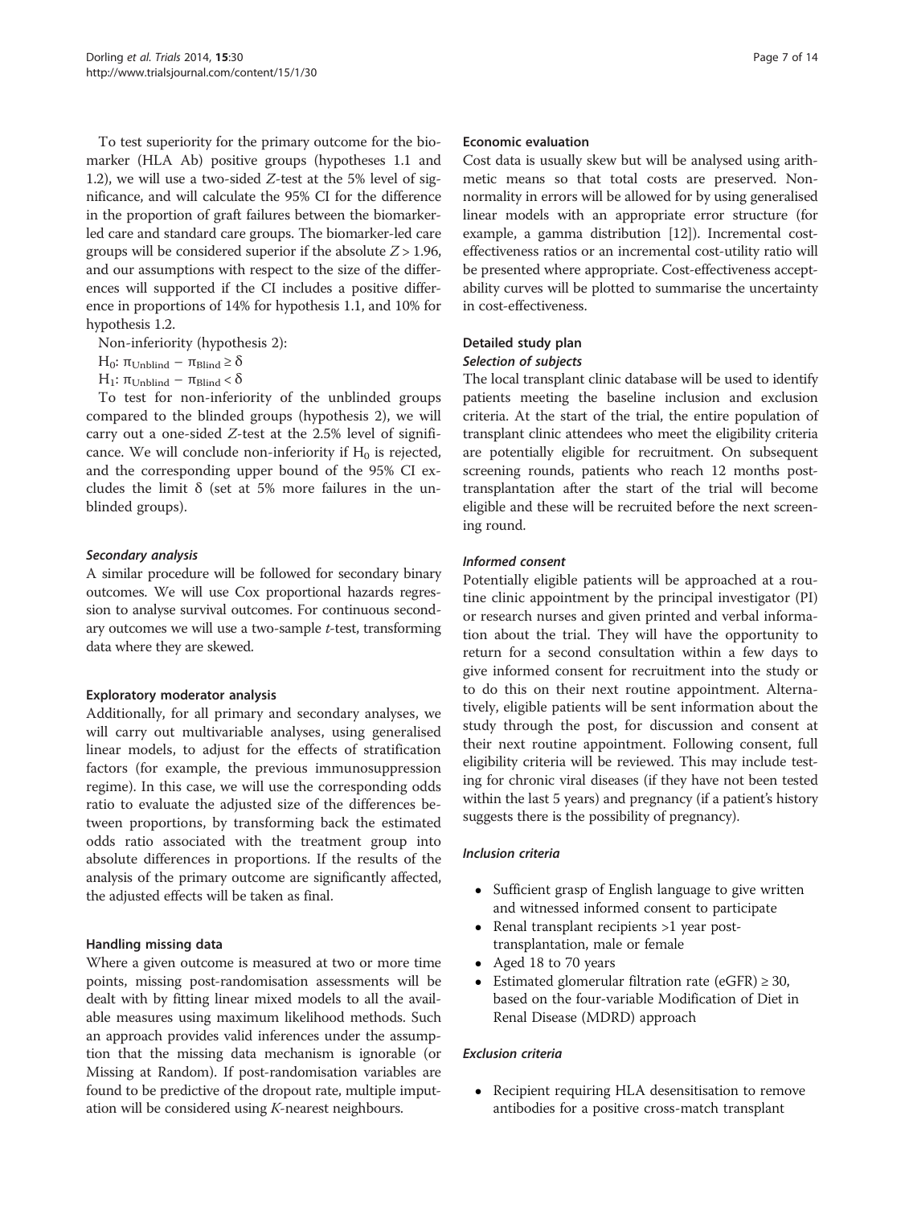To test superiority for the primary outcome for the biomarker (HLA Ab) positive groups (hypotheses 1.1 and 1.2), we will use a two-sided $Z$-test at the 5% level of significance, and will calculate the 95% CI for the difference in the proportion of graft failures between the biomarker-led care and standard care groups. The biomarker-led care groups will be considered superior if the absolute $Z > 1.96$, and our assumptions with respect to the size of the differences will supported if the CI includes a positive difference in proportions of 14% for hypothesis 1.1, and 10% for hypothesis 1.2.

Non-inferiority (hypothesis 2):

$H_0$: $\pi_{Unblind} - \pi_{Blind} \geq \delta$

$H_1$: $\pi_{Unblind} - \pi_{Blind} < \delta$

To test for non-inferiority of the unblinded groups compared to the blinded groups (hypothesis 2), we will carry out a one-sided $Z$-test at the 2.5% level of significance. We will conclude non-inferiority if $H_0$ is rejected, and the corresponding upper bound of the 95% CI excludes the limit $\delta$ (set at 5% more failures in the unblinded groups).

#### *Secondary analysis*

A similar procedure will be followed for secondary binary outcomes. We will use Cox proportional hazards regression to analyse survival outcomes. For continuous secondary outcomes we will use a two-sample $t$-test, transforming data where they are skewed.

#### Exploratory moderator analysis

Additionally, for all primary and secondary analyses, we will carry out multivariable analyses, using generalised linear models, to adjust for the effects of stratification factors (for example, the previous immunosuppression regime). In this case, we will use the corresponding odds ratio to evaluate the adjusted size of the differences between proportions, by transforming back the estimated odds ratio associated with the treatment group into absolute differences in proportions. If the results of the analysis of the primary outcome are significantly affected, the adjusted effects will be taken as final.

#### Handling missing data

Where a given outcome is measured at two or more time points, missing post-randomisation assessments will be dealt with by fitting linear mixed models to all the available measures using maximum likelihood methods. Such an approach provides valid inferences under the assumption that the missing data mechanism is ignorable (or Missing at Random). If post-randomisation variables are found to be predictive of the dropout rate, multiple imputation will be considered using $K$-nearest neighbours.

#### Economic evaluation

Cost data is usually skew but will be analysed using arithmetic means so that total costs are preserved. Non-normality in errors will be allowed for by using generalised linear models with an appropriate error structure (for example, a gamma distribution [12]). Incremental cost-effectiveness ratios or an incremental cost-utility ratio will be presented where appropriate. Cost-effectiveness acceptability curves will be plotted to summarise the uncertainty in cost-effectiveness.

### Detailed study plan

#### *Selection of subjects*

The local transplant clinic database will be used to identify patients meeting the baseline inclusion and exclusion criteria. At the start of the trial, the entire population of transplant clinic attendees who meet the eligibility criteria are potentially eligible for recruitment. On subsequent screening rounds, patients who reach 12 months post-transplantation after the start of the trial will become eligible and these will be recruited before the next screening round.

#### *Informed consent*

Potentially eligible patients will be approached at a routine clinic appointment by the principal investigator (PI) or research nurses and given printed and verbal information about the trial. They will have the opportunity to return for a second consultation within a few days to give informed consent for recruitment into the study or to do this on their next routine appointment. Alternatively, eligible patients will be sent information about the study through the post, for discussion and consent at their next routine appointment. Following consent, full eligibility criteria will be reviewed. This may include testing for chronic viral diseases (if they have not been tested within the last 5 years) and pregnancy (if a patient's history suggests there is the possibility of pregnancy).

#### *Inclusion criteria*

- Sufficient grasp of English language to give written and witnessed informed consent to participate
- Renal transplant recipients >1 year post-transplantation, male or female
- Aged 18 to 70 years
- Estimated glomerular filtration rate (eGFR) $\geq 30$, based on the four-variable Modification of Diet in Renal Disease (MDRD) approach

#### *Exclusion criteria*

- Recipient requiring HLA desensitisation to remove antibodies for a positive cross-match transplant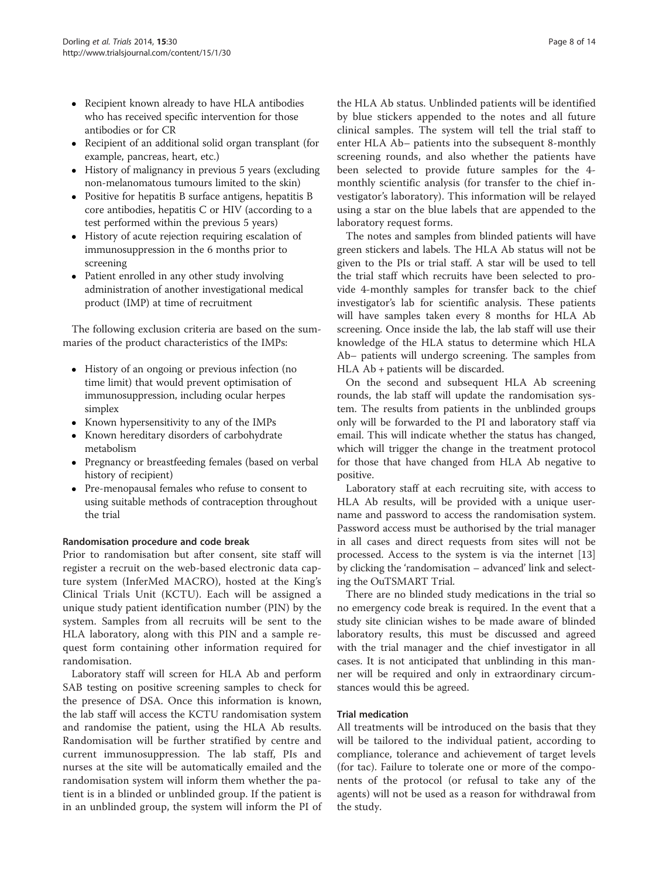- Recipient known already to have HLA antibodies who has received specific intervention for those antibodies or for CR
- Recipient of an additional solid organ transplant (for example, pancreas, heart, etc.)
- History of malignancy in previous 5 years (excluding non-melanomatous tumours limited to the skin)
- Positive for hepatitis B surface antigens, hepatitis B core antibodies, hepatitis C or HIV (according to a test performed within the previous 5 years)
- History of acute rejection requiring escalation of immunosuppression in the 6 months prior to screening
- Patient enrolled in any other study involving administration of another investigational medical product (IMP) at time of recruitment

The following exclusion criteria are based on the summaries of the product characteristics of the IMPs:

- History of an ongoing or previous infection (no time limit) that would prevent optimisation of immunosuppression, including ocular herpes simplex
- Known hypersensitivity to any of the IMPs
- Known hereditary disorders of carbohydrate metabolism
- Pregnancy or breastfeeding females (based on verbal history of recipient)
- Pre-menopausal females who refuse to consent to using suitable methods of contraception throughout the trial

#### Randomisation procedure and code break

Prior to randomisation but after consent, site staff will register a recruit on the web-based electronic data capture system (InferMed MACRO), hosted at the King's Clinical Trials Unit (KCTU). Each will be assigned a unique study patient identification number (PIN) by the system. Samples from all recruits will be sent to the HLA laboratory, along with this PIN and a sample request form containing other information required for randomisation.

Laboratory staff will screen for HLA Ab and perform SAB testing on positive screening samples to check for the presence of DSA. Once this information is known, the lab staff will access the KCTU randomisation system and randomise the patient, using the HLA Ab results. Randomisation will be further stratified by centre and current immunosuppression. The lab staff, PIs and nurses at the site will be automatically emailed and the randomisation system will inform them whether the patient is in a blinded or unblinded group. If the patient is in an unblinded group, the system will inform the PI of the HLA Ab status. Unblinded patients will be identified by blue stickers appended to the notes and all future clinical samples. The system will tell the trial staff to enter HLA Ab– patients into the subsequent 8-monthly screening rounds, and also whether the patients have been selected to provide future samples for the 4-monthly scientific analysis (for transfer to the chief investigator's laboratory). This information will be relayed using a star on the blue labels that are appended to the laboratory request forms.

The notes and samples from blinded patients will have green stickers and labels. The HLA Ab status will not be given to the PIs or trial staff. A star will be used to tell the trial staff which recruits have been selected to provide 4-monthly samples for transfer back to the chief investigator's lab for scientific analysis. These patients will have samples taken every 8 months for HLA Ab screening. Once inside the lab, the lab staff will use their knowledge of the HLA status to determine which HLA Ab– patients will undergo screening. The samples from HLA Ab + patients will be discarded.

On the second and subsequent HLA Ab screening rounds, the lab staff will update the randomisation system. The results from patients in the unblinded groups only will be forwarded to the PI and laboratory staff via email. This will indicate whether the status has changed, which will trigger the change in the treatment protocol for those that have changed from HLA Ab negative to positive.

Laboratory staff at each recruiting site, with access to HLA Ab results, will be provided with a unique username and password to access the randomisation system. Password access must be authorised by the trial manager in all cases and direct requests from sites will not be processed. Access to the system is via the internet [13] by clicking the 'randomisation – advanced' link and selecting the OuTSMART Trial.

There are no blinded study medications in the trial so no emergency code break is required. In the event that a study site clinician wishes to be made aware of blinded laboratory results, this must be discussed and agreed with the trial manager and the chief investigator in all cases. It is not anticipated that unblinding in this manner will be required and only in extraordinary circumstances would this be agreed.

#### Trial medication

All treatments will be introduced on the basis that they will be tailored to the individual patient, according to compliance, tolerance and achievement of target levels (for tac). Failure to tolerate one or more of the components of the protocol (or refusal to take any of the agents) will not be used as a reason for withdrawal from the study.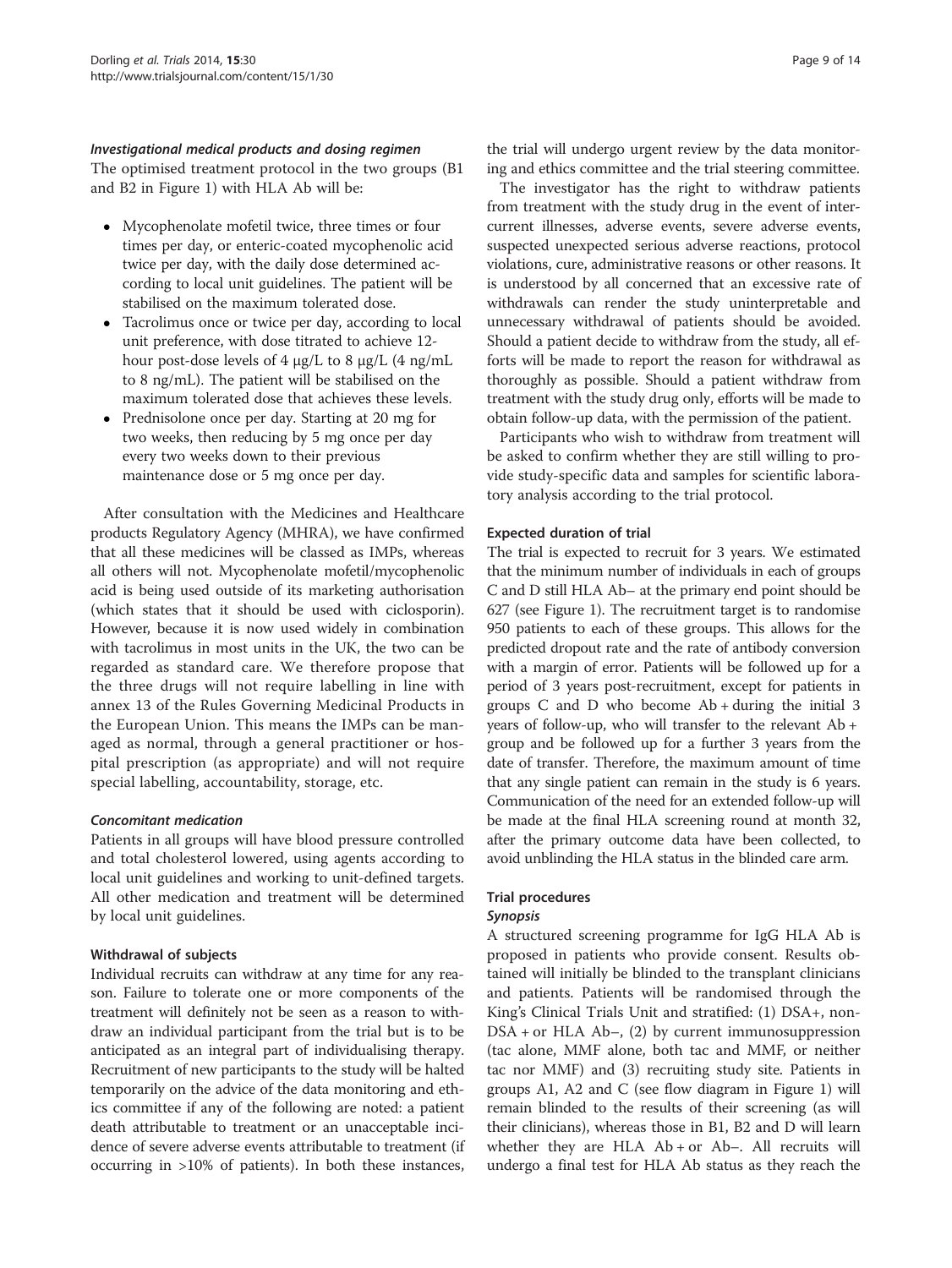#### *Investigational medical products and dosing regimen*

The optimised treatment protocol in the two groups (B1 and B2 in Figure 1) with HLA Ab will be:

- Mycophenolate mofetil twice, three times or four times per day, or enteric-coated mycophenolic acid twice per day, with the daily dose determined according to local unit guidelines. The patient will be stabilised on the maximum tolerated dose.
- Tacrolimus once or twice per day, according to local unit preference, with dose titrated to achieve 12-hour post-dose levels of 4 μg/L to 8 μg/L (4 ng/mL to 8 ng/mL). The patient will be stabilised on the maximum tolerated dose that achieves these levels.
- Prednisolone once per day. Starting at 20 mg for two weeks, then reducing by 5 mg once per day every two weeks down to their previous maintenance dose or 5 mg once per day.

After consultation with the Medicines and Healthcare products Regulatory Agency (MHRA), we have confirmed that all these medicines will be classed as IMPs, whereas all others will not. Mycophenolate mofetil/mycophenolic acid is being used outside of its marketing authorisation (which states that it should be used with ciclosporin). However, because it is now used widely in combination with tacrolimus in most units in the UK, the two can be regarded as standard care. We therefore propose that the three drugs will not require labelling in line with annex 13 of the Rules Governing Medicinal Products in the European Union. This means the IMPs can be managed as normal, through a general practitioner or hospital prescription (as appropriate) and will not require special labelling, accountability, storage, etc.

#### *Concomitant medication*

Patients in all groups will have blood pressure controlled and total cholesterol lowered, using agents according to local unit guidelines and working to unit-defined targets. All other medication and treatment will be determined by local unit guidelines.

### Withdrawal of subjects

Individual recruits can withdraw at any time for any reason. Failure to tolerate one or more components of the treatment will definitely not be seen as a reason to withdraw an individual participant from the trial but is to be anticipated as an integral part of individualising therapy. Recruitment of new participants to the study will be halted temporarily on the advice of the data monitoring and ethics committee if any of the following are noted: a patient death attributable to treatment or an unacceptable incidence of severe adverse events attributable to treatment (if occurring in >10% of patients). In both these instances, the trial will undergo urgent review by the data monitoring and ethics committee and the trial steering committee.

The investigator has the right to withdraw patients from treatment with the study drug in the event of intercurrent illnesses, adverse events, severe adverse events, suspected unexpected serious adverse reactions, protocol violations, cure, administrative reasons or other reasons. It is understood by all concerned that an excessive rate of withdrawals can render the study uninterpretable and unnecessary withdrawal of patients should be avoided. Should a patient decide to withdraw from the study, all efforts will be made to report the reason for withdrawal as thoroughly as possible. Should a patient withdraw from treatment with the study drug only, efforts will be made to obtain follow-up data, with the permission of the patient.

Participants who wish to withdraw from treatment will be asked to confirm whether they are still willing to provide study-specific data and samples for scientific laboratory analysis according to the trial protocol.

### Expected duration of trial

The trial is expected to recruit for 3 years. We estimated that the minimum number of individuals in each of groups C and D still HLA Ab− at the primary end point should be 627 (see Figure 1). The recruitment target is to randomise 950 patients to each of these groups. This allows for the predicted dropout rate and the rate of antibody conversion with a margin of error. Patients will be followed up for a period of 3 years post-recruitment, except for patients in groups C and D who become Ab + during the initial 3 years of follow-up, who will transfer to the relevant Ab + group and be followed up for a further 3 years from the date of transfer. Therefore, the maximum amount of time that any single patient can remain in the study is 6 years. Communication of the need for an extended follow-up will be made at the final HLA screening round at month 32, after the primary outcome data have been collected, to avoid unblinding the HLA status in the blinded care arm.

### Trial procedures

#### *Synopsis*

A structured screening programme for IgG HLA Ab is proposed in patients who provide consent. Results obtained will initially be blinded to the transplant clinicians and patients. Patients will be randomised through the King's Clinical Trials Unit and stratified: (1) DSA+, non-DSA + or HLA Ab−, (2) by current immunosuppression (tac alone, MMF alone, both tac and MMF, or neither tac nor MMF) and (3) recruiting study site. Patients in groups A1, A2 and C (see flow diagram in Figure 1) will remain blinded to the results of their screening (as will their clinicians), whereas those in B1, B2 and D will learn whether they are HLA Ab + or Ab−. All recruits will undergo a final test for HLA Ab status as they reach the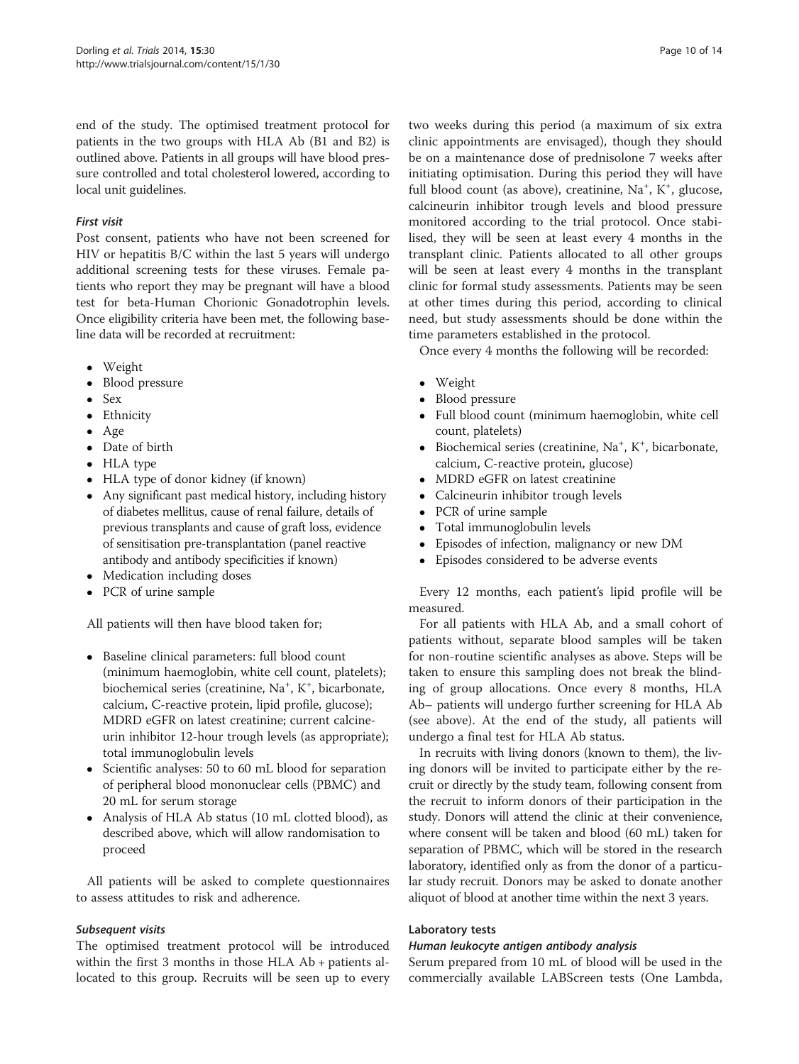end of the study. The optimised treatment protocol for patients in the two groups with HLA Ab (B1 and B2) is outlined above. Patients in all groups will have blood pressure controlled and total cholesterol lowered, according to local unit guidelines.

#### *First visit*

Post consent, patients who have not been screened for HIV or hepatitis B/C within the last 5 years will undergo additional screening tests for these viruses. Female patients who report they may be pregnant will have a blood test for beta-Human Chorionic Gonadotrophin levels. Once eligibility criteria have been met, the following baseline data will be recorded at recruitment:

- Weight
- Blood pressure
- Sex
- Ethnicity
- Age
- Date of birth
- HLA type
- HLA type of donor kidney (if known)
- Any significant past medical history, including history of diabetes mellitus, cause of renal failure, details of previous transplants and cause of graft loss, evidence of sensitisation pre-transplantation (panel reactive antibody and antibody specificities if known)
- Medication including doses
- PCR of urine sample

All patients will then have blood taken for;

- Baseline clinical parameters: full blood count (minimum haemoglobin, white cell count, platelets); biochemical series (creatinine, $Na^+$, $K^+$, bicarbonate, calcium, C-reactive protein, lipid profile, glucose); MDRD eGFR on latest creatinine; current calcineurin inhibitor 12-hour trough levels (as appropriate); total immunoglobulin levels
- Scientific analyses: 50 to 60 mL blood for separation of peripheral blood mononuclear cells (PBMC) and 20 mL for serum storage
- Analysis of HLA Ab status (10 mL clotted blood), as described above, which will allow randomisation to proceed

All patients will be asked to complete questionnaires to assess attitudes to risk and adherence.

#### *Subsequent visits*

The optimised treatment protocol will be introduced within the first 3 months in those HLA Ab + patients allocated to this group. Recruits will be seen up to every two weeks during this period (a maximum of six extra clinic appointments are envisaged), though they should be on a maintenance dose of prednisolone 7 weeks after initiating optimisation. During this period they will have full blood count (as above), creatinine, $Na^+$, $K^+$, glucose, calcineurin inhibitor trough levels and blood pressure monitored according to the trial protocol. Once stabilised, they will be seen at least every 4 months in the transplant clinic. Patients allocated to all other groups will be seen at least every 4 months in the transplant clinic for formal study assessments. Patients may be seen at other times during this period, according to clinical need, but study assessments should be done within the time parameters established in the protocol.

Once every 4 months the following will be recorded:

- Weight
- Blood pressure
- Full blood count (minimum haemoglobin, white cell count, platelets)
- Biochemical series (creatinine, $Na^+$, $K^+$, bicarbonate, calcium, C-reactive protein, glucose)
- MDRD eGFR on latest creatinine
- Calcineurin inhibitor trough levels
- PCR of urine sample
- Total immunoglobulin levels
- Episodes of infection, malignancy or new DM
- Episodes considered to be adverse events

Every 12 months, each patient's lipid profile will be measured.

For all patients with HLA Ab, and a small cohort of patients without, separate blood samples will be taken for non-routine scientific analyses as above. Steps will be taken to ensure this sampling does not break the blinding of group allocations. Once every 8 months, HLA Ab– patients will undergo further screening for HLA Ab (see above). At the end of the study, all patients will undergo a final test for HLA Ab status.

In recruits with living donors (known to them), the living donors will be invited to participate either by the recruit or directly by the study team, following consent from the recruit to inform donors of their participation in the study. Donors will attend the clinic at their convenience, where consent will be taken and blood (60 mL) taken for separation of PBMC, which will be stored in the research laboratory, identified only as from the donor of a particular study recruit. Donors may be asked to donate another aliquot of blood at another time within the next 3 years.

### Laboratory tests

#### *Human leukocyte antigen antibody analysis*

Serum prepared from 10 mL of blood will be used in the commercially available LABScreen tests (One Lambda,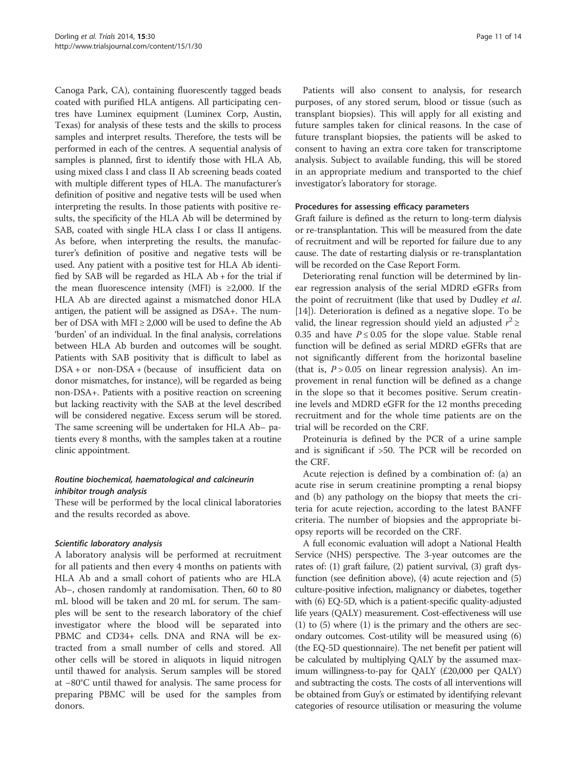Canoga Park, CA), containing fluorescently tagged beads coated with purified HLA antigens. All participating centres have Luminex equipment (Luminex Corp, Austin, Texas) for analysis of these tests and the skills to process samples and interpret results. Therefore, the tests will be performed in each of the centres. A sequential analysis of samples is planned, first to identify those with HLA Ab, using mixed class I and class II Ab screening beads coated with multiple different types of HLA. The manufacturer's definition of positive and negative tests will be used when interpreting the results. In those patients with positive results, the specificity of the HLA Ab will be determined by SAB, coated with single HLA class I or class II antigens. As before, when interpreting the results, the manufacturer's definition of positive and negative tests will be used. Any patient with a positive test for HLA Ab identified by SAB will be regarded as HLA Ab + for the trial if the mean fluorescence intensity (MFI) is ≥2,000. If the HLA Ab are directed against a mismatched donor HLA antigen, the patient will be assigned as DSA+. The number of DSA with MFI ≥ 2,000 will be used to define the Ab 'burden' of an individual. In the final analysis, correlations between HLA Ab burden and outcomes will be sought. Patients with SAB positivity that is difficult to label as DSA + or non-DSA + (because of insufficient data on donor mismatches, for instance), will be regarded as being non-DSA+. Patients with a positive reaction on screening but lacking reactivity with the SAB at the level described will be considered negative. Excess serum will be stored. The same screening will be undertaken for HLA Ab– patients every 8 months, with the samples taken at a routine clinic appointment.

#### *Routine biochemical, haematological and calcineurin inhibitor trough analysis*

These will be performed by the local clinical laboratories and the results recorded as above.

#### *Scientific laboratory analysis*

A laboratory analysis will be performed at recruitment for all patients and then every 4 months on patients with HLA Ab and a small cohort of patients who are HLA Ab–, chosen randomly at randomisation. Then, 60 to 80 mL blood will be taken and 20 mL for serum. The samples will be sent to the research laboratory of the chief investigator where the blood will be separated into PBMC and CD34+ cells. DNA and RNA will be extracted from a small number of cells and stored. All other cells will be stored in aliquots in liquid nitrogen until thawed for analysis. Serum samples will be stored at −80°C until thawed for analysis. The same process for preparing PBMC will be used for the samples from donors.

Patients will also consent to analysis, for research purposes, of any stored serum, blood or tissue (such as transplant biopsies). This will apply for all existing and future samples taken for clinical reasons. In the case of future transplant biopsies, the patients will be asked to consent to having an extra core taken for transcriptome analysis. Subject to available funding, this will be stored in an appropriate medium and transported to the chief investigator's laboratory for storage.

### Procedures for assessing efficacy parameters

Graft failure is defined as the return to long-term dialysis or re-transplantation. This will be measured from the date of recruitment and will be reported for failure due to any cause. The date of restarting dialysis or re-transplantation will be recorded on the Case Report Form.

Deteriorating renal function will be determined by linear regression analysis of the serial MDRD eGFRs from the point of recruitment (like that used by Dudley *et al.* [14]). Deterioration is defined as a negative slope. To be valid, the linear regression should yield an adjusted $r^2 \geq 0.35$ and have $P \leq 0.05$ for the slope value. Stable renal function will be defined as serial MDRD eGFRs that are not significantly different from the horizontal baseline (that is, $P > 0.05$ on linear regression analysis). An improvement in renal function will be defined as a change in the slope so that it becomes positive. Serum creatinine levels and MDRD eGFR for the 12 months preceding recruitment and for the whole time patients are on the trial will be recorded on the CRF.

Proteinuria is defined by the PCR of a urine sample and is significant if >50. The PCR will be recorded on the CRF.

Acute rejection is defined by a combination of: (a) an acute rise in serum creatinine prompting a renal biopsy and (b) any pathology on the biopsy that meets the criteria for acute rejection, according to the latest BANFF criteria. The number of biopsies and the appropriate biopsy reports will be recorded on the CRF.

A full economic evaluation will adopt a National Health Service (NHS) perspective. The 3-year outcomes are the rates of: (1) graft failure, (2) patient survival, (3) graft dysfunction (see definition above), (4) acute rejection and (5) culture-positive infection, malignancy or diabetes, together with (6) EQ-5D, which is a patient-specific quality-adjusted life years (QALY) measurement. Cost-effectiveness will use (1) to (5) where (1) is the primary and the others are secondary outcomes. Cost-utility will be measured using (6) (the EQ-5D questionnaire). The net benefit per patient will be calculated by multiplying QALY by the assumed maximum willingness-to-pay for QALY (£20,000 per QALY) and subtracting the costs. The costs of all interventions will be obtained from Guy's or estimated by identifying relevant categories of resource utilisation or measuring the volume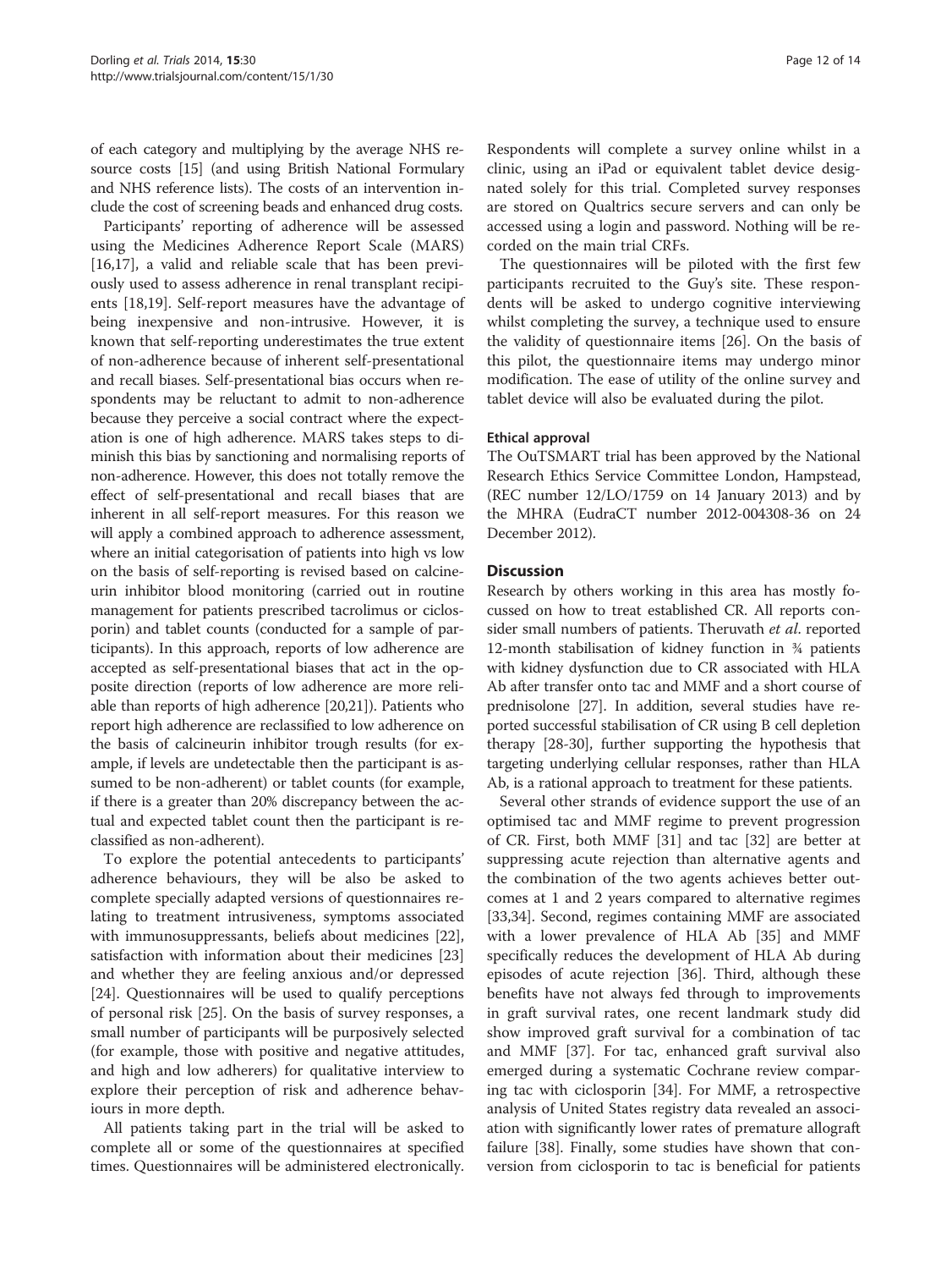of each category and multiplying by the average NHS resource costs [15] (and using British National Formulary and NHS reference lists). The costs of an intervention include the cost of screening beads and enhanced drug costs.

Participants' reporting of adherence will be assessed using the Medicines Adherence Report Scale (MARS) [16,17], a valid and reliable scale that has been previously used to assess adherence in renal transplant recipients [18,19]. Self-report measures have the advantage of being inexpensive and non-intrusive. However, it is known that self-reporting underestimates the true extent of non-adherence because of inherent self-presentational and recall biases. Self-presentational bias occurs when respondents may be reluctant to admit to non-adherence because they perceive a social contract where the expectation is one of high adherence. MARS takes steps to diminish this bias by sanctioning and normalising reports of non-adherence. However, this does not totally remove the effect of self-presentational and recall biases that are inherent in all self-report measures. For this reason we will apply a combined approach to adherence assessment, where an initial categorisation of patients into high vs low on the basis of self-reporting is revised based on calcineurin inhibitor blood monitoring (carried out in routine management for patients prescribed tacrolimus or ciclosporin) and tablet counts (conducted for a sample of participants). In this approach, reports of low adherence are accepted as self-presentational biases that act in the opposite direction (reports of low adherence are more reliable than reports of high adherence [20,21]). Patients who report high adherence are reclassified to low adherence on the basis of calcineurin inhibitor trough results (for example, if levels are undetectable then the participant is assumed to be non-adherent) or tablet counts (for example, if there is a greater than 20% discrepancy between the actual and expected tablet count then the participant is reclassified as non-adherent).

To explore the potential antecedents to participants' adherence behaviours, they will be also be asked to complete specially adapted versions of questionnaires relating to treatment intrusiveness, symptoms associated with immunosuppressants, beliefs about medicines [22], satisfaction with information about their medicines [23] and whether they are feeling anxious and/or depressed [24]. Questionnaires will be used to qualify perceptions of personal risk [25]. On the basis of survey responses, a small number of participants will be purposively selected (for example, those with positive and negative attitudes, and high and low adherers) for qualitative interview to explore their perception of risk and adherence behaviours in more depth.

All patients taking part in the trial will be asked to complete all or some of the questionnaires at specified times. Questionnaires will be administered electronically. Respondents will complete a survey online whilst in a clinic, using an iPad or equivalent tablet device designated solely for this trial. Completed survey responses are stored on Qualtrics secure servers and can only be accessed using a login and password. Nothing will be recorded on the main trial CRFs.

The questionnaires will be piloted with the first few participants recruited to the Guy's site. These respondents will be asked to undergo cognitive interviewing whilst completing the survey, a technique used to ensure the validity of questionnaire items [26]. On the basis of this pilot, the questionnaire items may undergo minor modification. The ease of utility of the online survey and tablet device will also be evaluated during the pilot.

### Ethical approval

The OuTSMART trial has been approved by the National Research Ethics Service Committee London, Hampstead, (REC number 12/LO/1759 on 14 January 2013) and by the MHRA (EudraCT number 2012-004308-36 on 24 December 2012).

## Discussion

Research by others working in this area has mostly focussed on how to treat established CR. All reports consider small numbers of patients. Theruvath *et al*. reported 12-month stabilisation of kidney function in ¾ patients with kidney dysfunction due to CR associated with HLA Ab after transfer onto tac and MMF and a short course of prednisolone [27]. In addition, several studies have reported successful stabilisation of CR using B cell depletion therapy [28-30], further supporting the hypothesis that targeting underlying cellular responses, rather than HLA Ab, is a rational approach to treatment for these patients.

Several other strands of evidence support the use of an optimised tac and MMF regime to prevent progression of CR. First, both MMF [31] and tac [32] are better at suppressing acute rejection than alternative agents and the combination of the two agents achieves better outcomes at 1 and 2 years compared to alternative regimes [33,34]. Second, regimes containing MMF are associated with a lower prevalence of HLA Ab [35] and MMF specifically reduces the development of HLA Ab during episodes of acute rejection [36]. Third, although these benefits have not always fed through to improvements in graft survival rates, one recent landmark study did show improved graft survival for a combination of tac and MMF [37]. For tac, enhanced graft survival also emerged during a systematic Cochrane review comparing tac with ciclosporin [34]. For MMF, a retrospective analysis of United States registry data revealed an association with significantly lower rates of premature allograft failure [38]. Finally, some studies have shown that conversion from ciclosporin to tac is beneficial for patients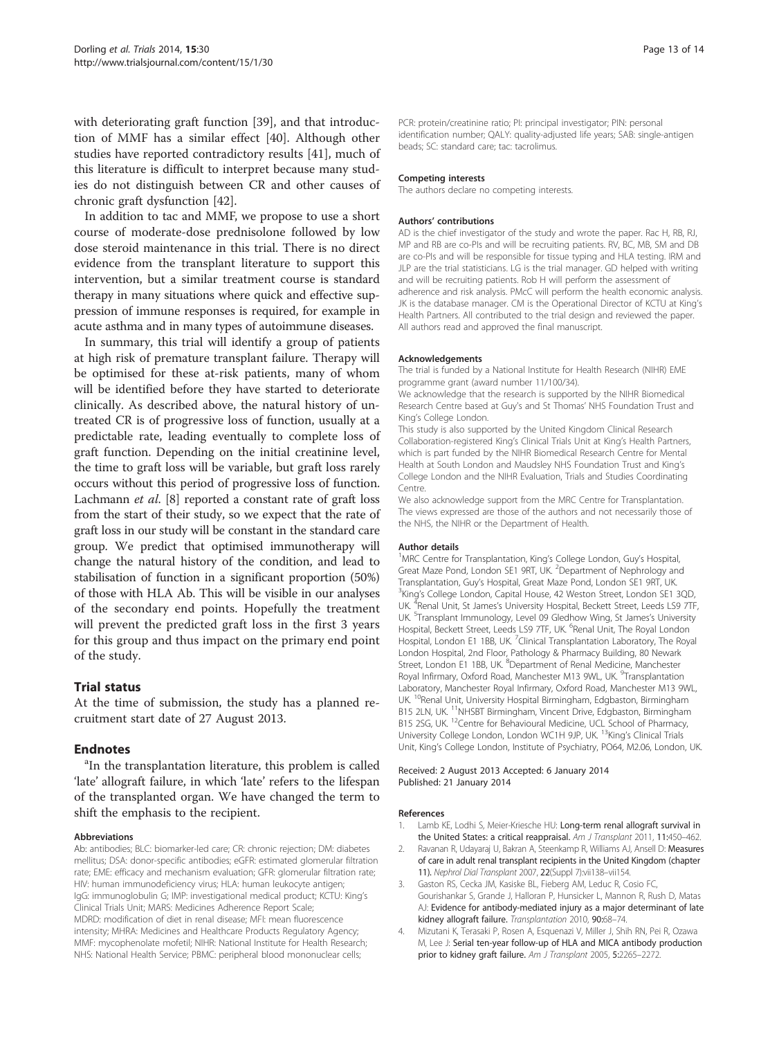with deteriorating graft function [39], and that introduction of MMF has a similar effect [40]. Although other studies have reported contradictory results [41], much of this literature is difficult to interpret because many studies do not distinguish between CR and other causes of chronic graft dysfunction [42].

In addition to tac and MMF, we propose to use a short course of moderate-dose prednisolone followed by low dose steroid maintenance in this trial. There is no direct evidence from the transplant literature to support this intervention, but a similar treatment course is standard therapy in many situations where quick and effective suppression of immune responses is required, for example in acute asthma and in many types of autoimmune diseases.

In summary, this trial will identify a group of patients at high risk of premature transplant failure. Therapy will be optimised for these at-risk patients, many of whom will be identified before they have started to deteriorate clinically. As described above, the natural history of untreated CR is of progressive loss of function, usually at a predictable rate, leading eventually to complete loss of graft function. Depending on the initial creatinine level, the time to graft loss will be variable, but graft loss rarely occurs without this period of progressive loss of function. Lachmann *et al.* [8] reported a constant rate of graft loss from the start of their study, so we expect that the rate of graft loss in our study will be constant in the standard care group. We predict that optimised immunotherapy will change the natural history of the condition, and lead to stabilisation of function in a significant proportion (50%) of those with HLA Ab. This will be visible in our analyses of the secondary end points. Hopefully the treatment will prevent the predicted graft loss in the first 3 years for this group and thus impact on the primary end point of the study.

## Trial status

At the time of submission, the study has a planned recruitment start date of 27 August 2013.

## Endnotes

[a]In the transplantation literature, this problem is called 'late' allograft failure, in which 'late' refers to the lifespan of the transplanted organ. We have changed the term to shift the emphasis to the recipient.

#### Abbreviations

Ab: antibodies; BLC: biomarker-led care; CR: chronic rejection; DM: diabetes mellitus; DSA: donor-specific antibodies; eGFR: estimated glomerular filtration rate; EME: efficacy and mechanism evaluation; GFR: glomerular filtration rate; HIV: human immunodeficiency virus; HLA: human leukocyte antigen; IgG: immunoglobulin G; IMP: investigational medical product; KCTU: King's Clinical Trials Unit; MARS: Medicines Adherence Report Scale; MDRD: modification of diet in renal disease; MFI: mean fluorescence intensity; MHRA: Medicines and Healthcare Products Regulatory Agency; MMF: mycophenolate mofetil; NIHR: National Institute for Health Research; NHS: National Health Service; PBMC: peripheral blood mononuclear cells; PCR: protein/creatinine ratio; PI: principal investigator; PIN: personal identification number; QALY: quality-adjusted life years; SAB: single-antigen beads; SC: standard care; tac: tacrolimus.

#### Competing interests

The authors declare no competing interests.

#### Authors' contributions

AD is the chief investigator of the study and wrote the paper. Rac H, RB, RJ, MP and RB are co-PIs and will be recruiting patients. RV, BC, MB, SM and DB are co-PIs and will be responsible for tissue typing and HLA testing. IRM and JLP are the trial statisticians. LG is the trial manager. GD helped with writing and will be recruiting patients. Rob H will perform the assessment of adherence and risk analysis. PMcC will perform the health economic analysis. JK is the database manager. CM is the Operational Director of KCTU at King's Health Partners. All contributed to the trial design and reviewed the paper. All authors read and approved the final manuscript.

#### Acknowledgements

The trial is funded by a National Institute for Health Research (NIHR) EME programme grant (award number 11/100/34).

We acknowledge that the research is supported by the NIHR Biomedical Research Centre based at Guy's and St Thomas' NHS Foundation Trust and King's College London.

This study is also supported by the United Kingdom Clinical Research Collaboration-registered King's Clinical Trials Unit at King's Health Partners, which is part funded by the NIHR Biomedical Research Centre for Mental Health at South London and Maudsley NHS Foundation Trust and King's College London and the NIHR Evaluation, Trials and Studies Coordinating Centre.

We also acknowledge support from the MRC Centre for Transplantation. The views expressed are those of the authors and not necessarily those of the NHS, the NIHR or the Department of Health.

#### Author details

[1]MRC Centre for Transplantation, King's College London, Guy's Hospital, Great Maze Pond, London SE1 9RT, UK. [2]Department of Nephrology and Transplantation, Guy's Hospital, Great Maze Pond, London SE1 9RT, UK. [3]King's College London, Capital House, 42 Weston Street, London SE1 3QD, UK. [4]Renal Unit, St James's University Hospital, Beckett Street, Leeds LS9 7TF, UK. [5]Transplant Immunology, Level 09 Gledhow Wing, St James's University Hospital, Beckett Street, Leeds LS9 7TF, UK. [6]Renal Unit, The Royal London Hospital, London E1 1BB, UK. [7]Clinical Transplantation Laboratory, The Royal London Hospital, 2nd Floor, Pathology & Pharmacy Building, 80 Newark Street, London E1 1BB, UK. [8]Department of Renal Medicine, Manchester Royal Infirmary, Oxford Road, Manchester M13 9WL, UK. [9]Transplantation Laboratory, Manchester Royal Infirmary, Oxford Road, Manchester M13 9WL, UK. [10]Renal Unit, University Hospital Birmingham, Edgbaston, Birmingham B15 2LN, UK. [11]NHSBT Birmingham, Vincent Drive, Edgbaston, Birmingham B15 2SG, UK. [12]Centre for Behavioural Medicine, UCL School of Pharmacy, University College London, London WC1H 9JP, UK. [13]King's Clinical Trials Unit, King's College London, Institute of Psychiatry, PO64, M2.06, London, UK.

Received: 2 August 2013 Accepted: 6 January 2014
Published: 21 January 2014

#### References

1. Lamb KE, Lodhi S, Meier-Kriesche HU: **Long-term renal allograft survival in the United States: a critical reappraisal.** *Am J Transplant* 2011, 11:450–462.
2. Ravanan R, Udayaraj U, Bakran A, Steenkamp R, Williams AJ, Ansell D: **Measures of care in adult renal transplant recipients in the United Kingdom (chapter 11).** *Nephrol Dial Transplant* 2007, **22**(Suppl 7):vii138–vii154.
3. Gaston RS, Cecka JM, Kasiske BL, Fieberg AM, Leduc R, Cosio FC, Gourishankar S, Grande J, Halloran P, Hunsicker L, Mannon R, Rush D, Matas AJ: **Evidence for antibody-mediated injury as a major determinant of late kidney allograft failure.** *Transplantation* 2010, 90:68–74.
4. Mizutani K, Terasaki P, Rosen A, Esquenazi V, Miller J, Shih RN, Pei R, Ozawa M, Lee J: **Serial ten-year follow-up of HLA and MICA antibody production prior to kidney graft failure.** *Am J Transplant* 2005, **5**:2265–2272.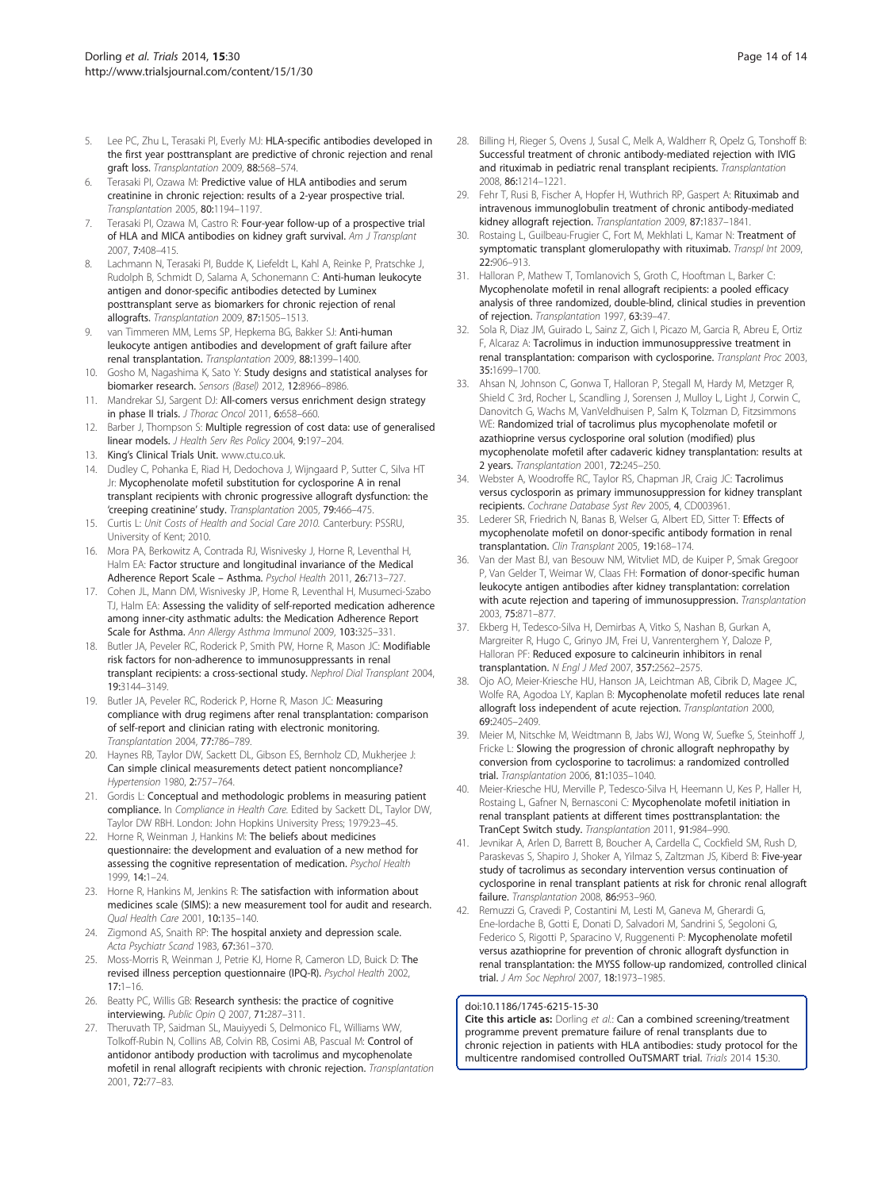5. Lee PC, Zhu L, Terasaki PI, Everly MJ: **HLA-specific antibodies developed in the first year posttransplant are predictive of chronic rejection and renal graft loss.** *Transplantation* 2009, **88:**568–574.
6. Terasaki PI, Ozawa M: **Predictive value of HLA antibodies and serum creatinine in chronic rejection: results of a 2-year prospective trial.** *Transplantation* 2005, **80:**1194–1197.
7. Terasaki PI, Ozawa M, Castro R: **Four-year follow-up of a prospective trial of HLA and MICA antibodies on kidney graft survival.** *Am J Transplant* 2007, **7:**408–415.
8. Lachmann N, Terasaki PI, Budde K, Liefeldt L, Kahl A, Reinke P, Pratschke J, Rudolph B, Schmidt D, Salama A, Schonemann C: **Anti-human leukocyte antigen and donor-specific antibodies detected by Luminex posttransplant serve as biomarkers for chronic rejection of renal allografts.** *Transplantation* 2009, **87:**1505–1513.
9. van Timmeren MM, Lems SP, Hepkema BG, Bakker SJ: **Anti-human leukocyte antigen antibodies and development of graft failure after renal transplantation.** *Transplantation* 2009, **88:**1399–1400.
10. Gosho M, Nagashima K, Sato Y: **Study designs and statistical analyses for biomarker research.** *Sensors (Basel)* 2012, **12:**8966–8986.
11. Mandrekar SJ, Sargent DJ: **All-comers versus enrichment design strategy in phase II trials.** *J Thorac Oncol* 2011, **6:**658–660.
12. Barber J, Thompson S: **Multiple regression of cost data: use of generalised linear models.** *J Health Serv Res Policy* 2004, **9:**197–204.
13. **King's Clinical Trials Unit.** www.ctu.co.uk.
14. Dudley C, Pohanka E, Riad H, Dedochova J, Wijngaard P, Sutter C, Silva HT Jr: **Mycophenolate mofetil substitution for cyclosporine A in renal transplant recipients with chronic progressive allograft dysfunction: the 'creeping creatinine' study.** *Transplantation* 2005, **79:**466–475.
15. Curtis L: *Unit Costs of Health and Social Care 2010.* Canterbury: PSSRU, University of Kent; 2010.
16. Mora PA, Berkowitz A, Contrada RJ, Wisnivesky J, Horne R, Leventhal H, Halm EA: **Factor structure and longitudinal invariance of the Medical Adherence Report Scale – Asthma.** *Psychol Health* 2011, **26:**713–727.
17. Cohen JL, Mann DM, Wisnivesky JP, Horne R, Leventhal H, Musumeci-Szabo TJ, Halm EA: **Assessing the validity of self-reported medication adherence among inner-city asthmatic adults: the Medication Adherence Report Scale for Asthma.** *Ann Allergy Asthma Immunol* 2009, **103:**325–331.
18. Butler JA, Peveler RC, Roderick P, Smith PW, Horne R, Mason JC: **Modifiable risk factors for non-adherence to immunosuppressants in renal transplant recipients: a cross-sectional study.** *Nephrol Dial Transplant* 2004, **19:**3144–3149.
19. Butler JA, Peveler RC, Roderick P, Horne R, Mason JC: **Measuring compliance with drug regimens after renal transplantation: comparison of self-report and clinician rating with electronic monitoring.** *Transplantation* 2004, **77:**786–789.
20. Haynes RB, Taylor DW, Sackett DL, Gibson ES, Bernholz CD, Mukherjee J: **Can simple clinical measurements detect patient noncompliance?** *Hypertension* 1980, **2:**757–764.
21. Gordis L: **Conceptual and methodologic problems in measuring patient compliance.** In *Compliance in Health Care.* Edited by Sackett DL, Taylor DW, Taylor DW RBH. London: John Hopkins University Press; 1979:23–45.
22. Horne R, Weinman J, Hankins M: **The beliefs about medicines questionnaire: the development and evaluation of a new method for assessing the cognitive representation of medication.** *Psychol Health* 1999, **14:**1–24.
23. Horne R, Hankins M, Jenkins R: **The satisfaction with information about medicines scale (SIMS): a new measurement tool for audit and research.** *Qual Health Care* 2001, **10:**135–140.
24. Zigmond AS, Snaith RP: **The hospital anxiety and depression scale.** *Acta Psychiatr Scand* 1983, **67:**361–370.
25. Moss-Morris R, Weinman J, Petrie KJ, Horne R, Cameron LD, Buick D: **The revised illness perception questionnaire (IPQ-R).** *Psychol Health* 2002, **17:**1–16.
26. Beatty PC, Willis GB: **Research synthesis: the practice of cognitive interviewing.** *Public Opin Q* 2007, **71:**287–311.
27. Theruvath TP, Saidman SL, Mauiyyedi S, Delmonico FL, Williams WW, Tolkoff-Rubin N, Collins AB, Colvin RB, Cosimi AB, Pascual M: **Control of antidonor antibody production with tacrolimus and mycophenolate mofetil in renal allograft recipients with chronic rejection.** *Transplantation* 2001, **72:**77–83.
28. Billing H, Rieger S, Ovens J, Susal C, Melk A, Waldherr R, Opelz G, Tonshoff B: **Successful treatment of chronic antibody-mediated rejection with IVIG and rituximab in pediatric renal transplant recipients.** *Transplantation* 2008, **86:**1214–1221.
29. Fehr T, Rusi B, Fischer A, Hopfer H, Wuthrich RP, Gaspert A: **Rituximab and intravenous immunoglobulin treatment of chronic antibody-mediated kidney allograft rejection.** *Transplantation* 2009, **87:**1837–1841.
30. Rostaing L, Guilbeau-Frugier C, Fort M, Mekhlati L, Kamar N: **Treatment of symptomatic transplant glomerulopathy with rituximab.** *Transpl Int* 2009, **22:**906–913.
31. Halloran P, Mathew T, Tomlanovich S, Groth C, Hooftman L, Barker C: **Mycophenolate mofetil in renal allograft recipients: a pooled efficacy analysis of three randomized, double-blind, clinical studies in prevention of rejection.** *Transplantation* 1997, **63:**39–47.
32. Sola R, Diaz JM, Guirado L, Sainz Z, Gich I, Picazo M, Garcia R, Abreu E, Ortiz F, Alcaraz A: **Tacrolimus in induction immunosuppressive treatment in renal transplantation: comparison with cyclosporine.** *Transplant Proc* 2003, **35:**1699–1700.
33. Ahsan N, Johnson C, Gonwa T, Halloran P, Stegall M, Hardy M, Metzger R, Shield C 3rd, Rocher L, Scandling J, Sorensen J, Mulloy L, Light J, Corwin C, Danovitch G, Wachs M, VanVeldhuisen P, Salm K, Tolzman D, Fitzsimmons WE: **Randomized trial of tacrolimus plus mycophenolate mofetil or azathioprine versus cyclosporine oral solution (modified) plus mycophenolate mofetil after cadaveric kidney transplantation: results at 2 years.** *Transplantation* 2001, **72:**245–250.
34. Webster A, Woodroffe RC, Taylor RS, Chapman JR, Craig JC: **Tacrolimus versus cyclosporin as primary immunosuppression for kidney transplant recipients.** *Cochrane Database Syst Rev* 2005, **4**, CD003961.
35. Lederer SR, Friedrich N, Banas B, Welser G, Albert ED, Sitter T: **Effects of mycophenolate mofetil on donor-specific antibody formation in renal transplantation.** *Clin Transplant* 2005, **19:**168–174.
36. Van der Mast BJ, van Besouw NM, Witvliet MD, de Kuiper P, Smak Gregoor P, Van Gelder T, Weimar W, Claas FH: **Formation of donor-specific human leukocyte antigen antibodies after kidney transplantation: correlation with acute rejection and tapering of immunosuppression.** *Transplantation* 2003, **75:**871–877.
37. Ekberg H, Tedesco-Silva H, Demirbas A, Vitko S, Nashan B, Gurkan A, Margreiter R, Hugo C, Grinyo JM, Frei U, Vanrenterghem Y, Daloze P, Halloran PF: **Reduced exposure to calcineurin inhibitors in renal transplantation.** *N Engl J Med* 2007, **357:**2562–2575.
38. Ojo AO, Meier-Kriesche HU, Hanson JA, Leichtman AB, Cibrik D, Magee JC, Wolfe RA, Agodoa LY, Kaplan B: **Mycophenolate mofetil reduces late renal allograft loss independent of acute rejection.** *Transplantation* 2000, **69:**2405–2409.
39. Meier M, Nitschke M, Weidtmann B, Jabs WJ, Wong W, Suefke S, Steinhoff J, Fricke L: **Slowing the progression of chronic allograft nephropathy by conversion from cyclosporine to tacrolimus: a randomized controlled trial.** *Transplantation* 2006, **81:**1035–1040.
40. Meier-Kriesche HU, Merville P, Tedesco-Silva H, Heemann U, Kes P, Haller H, Rostaing L, Gafner N, Bernasconi C: **Mycophenolate mofetil initiation in renal transplant patients at different times posttransplantation: the TranCept Switch study.** *Transplantation* 2011, **91:**984–990.
41. Jevnikar A, Arlen D, Barrett B, Boucher A, Cardella C, Cockfield SM, Rush D, Paraskevas S, Shapiro J, Shoker A, Yilmaz S, Zaltzman JS, Kiberd B: **Five-year study of tacrolimus as secondary intervention versus continuation of cyclosporine in renal transplant patients at risk for chronic renal allograft failure.** *Transplantation* 2008, **86:**953–960.
42. Remuzzi G, Cravedi P, Costantini M, Lesti M, Ganeva M, Gherardi G, Ene-Iordache B, Gotti E, Donati D, Salvadori M, Sandrini S, Segoloni G, Federico S, Rigotti P, Sparacino V, Ruggenenti P: **Mycophenolate mofetil versus azathioprine for prevention of chronic allograft dysfunction in renal transplantation: the MYSS follow-up randomized, controlled clinical trial.** *J Am Soc Nephrol* 2007, **18:**1973–1985.

doi:10.1186/1745-6215-15-30

**Cite this article as:** Dorling *et al.*: Can a combined screening/treatment programme prevent premature failure of renal transplants due to chronic rejection in patients with HLA antibodies: study protocol for the multicentre randomised controlled OuTSMART trial. *Trials* 2014 **15**:30.